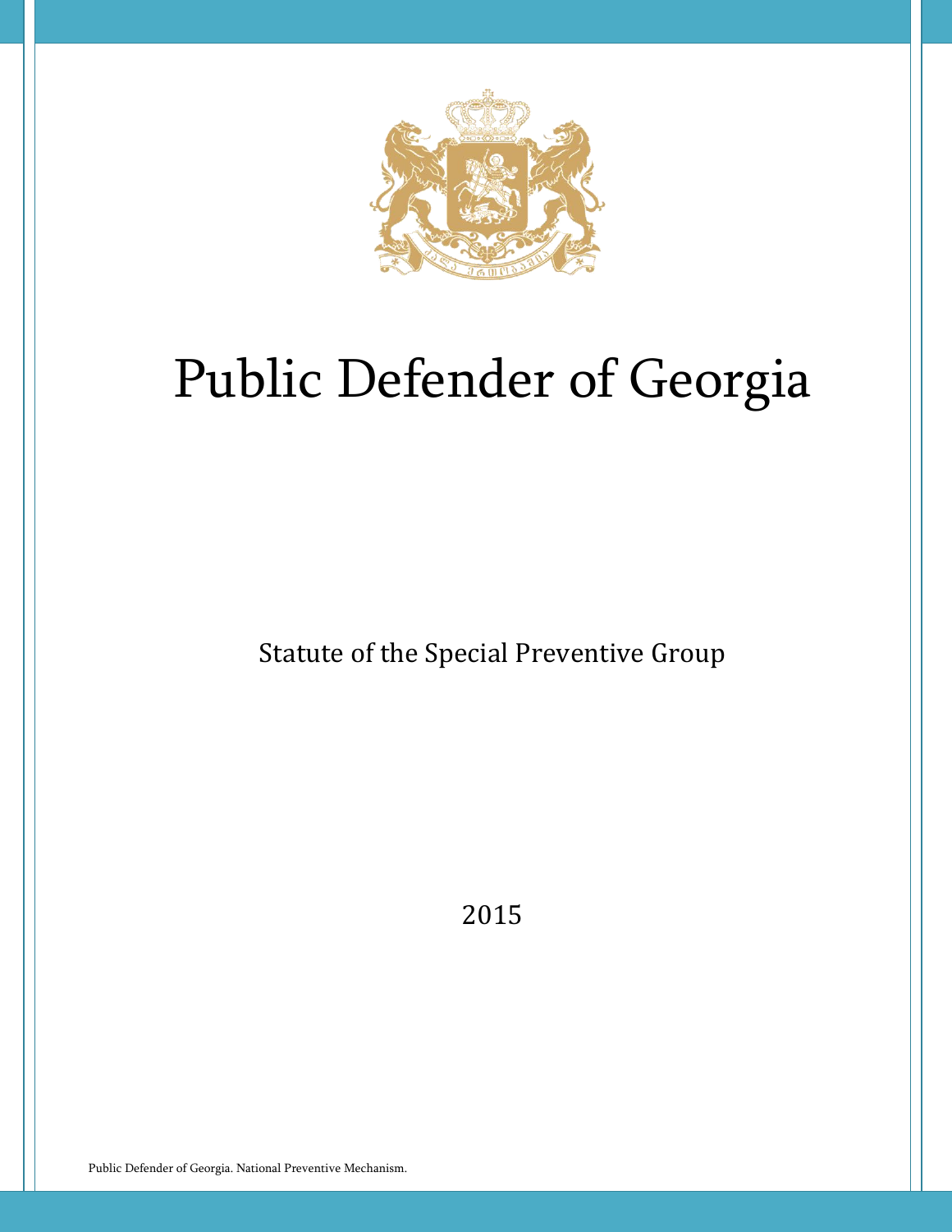# Public Defender of Georgia

Statute of the Special Preventive Group

2015

Public Defender of Georgia. National Preventive Mechanism.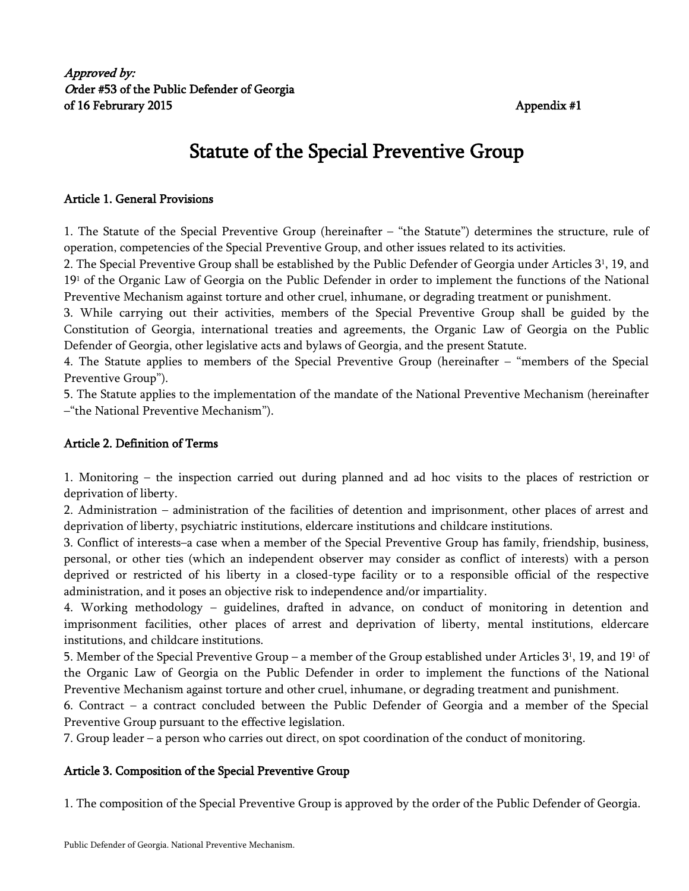*Approved by:*
**Order #53 of the Public Defender of Georgia**
**of 16 Februrary 2015** **Appendix #1**

# Statute of the Special Preventive Group

## Article 1. General Provisions

1. The Statute of the Special Preventive Group (hereinafter – "the Statute") determines the structure, rule of operation, competencies of the Special Preventive Group, and other issues related to its activities.
2. The Special Preventive Group shall be established by the Public Defender of Georgia under Articles $3^1$, 19, and $19^1$ of the Organic Law of Georgia on the Public Defender in order to implement the functions of the National Preventive Mechanism against torture and other cruel, inhumane, or degrading treatment or punishment.
3. While carrying out their activities, members of the Special Preventive Group shall be guided by the Constitution of Georgia, international treaties and agreements, the Organic Law of Georgia on the Public Defender of Georgia, other legislative acts and bylaws of Georgia, and the present Statute.
4. The Statute applies to members of the Special Preventive Group (hereinafter – "members of the Special Preventive Group").
5. The Statute applies to the implementation of the mandate of the National Preventive Mechanism (hereinafter –"the National Preventive Mechanism").

## Article 2. Definition of Terms

1. Monitoring – the inspection carried out during planned and ad hoc visits to the places of restriction or deprivation of liberty.
2. Administration – administration of the facilities of detention and imprisonment, other places of arrest and deprivation of liberty, psychiatric institutions, eldercare institutions and childcare institutions.
3. Conflict of interests–a case when a member of the Special Preventive Group has family, friendship, business, personal, or other ties (which an independent observer may consider as conflict of interests) with a person deprived or restricted of his liberty in a closed-type facility or to a responsible official of the respective administration, and it poses an objective risk to independence and/or impartiality.
4. Working methodology – guidelines, drafted in advance, on conduct of monitoring in detention and imprisonment facilities, other places of arrest and deprivation of liberty, mental institutions, eldercare institutions, and childcare institutions.
5. Member of the Special Preventive Group – a member of the Group established under Articles $3^1$, 19, and $19^1$ of the Organic Law of Georgia on the Public Defender in order to implement the functions of the National Preventive Mechanism against torture and other cruel, inhumane, or degrading treatment and punishment.
6. Contract – a contract concluded between the Public Defender of Georgia and a member of the Special Preventive Group pursuant to the effective legislation.
7. Group leader – a person who carries out direct, on spot coordination of the conduct of monitoring.

## Article 3. Composition of the Special Preventive Group

1. The composition of the Special Preventive Group is approved by the order of the Public Defender of Georgia.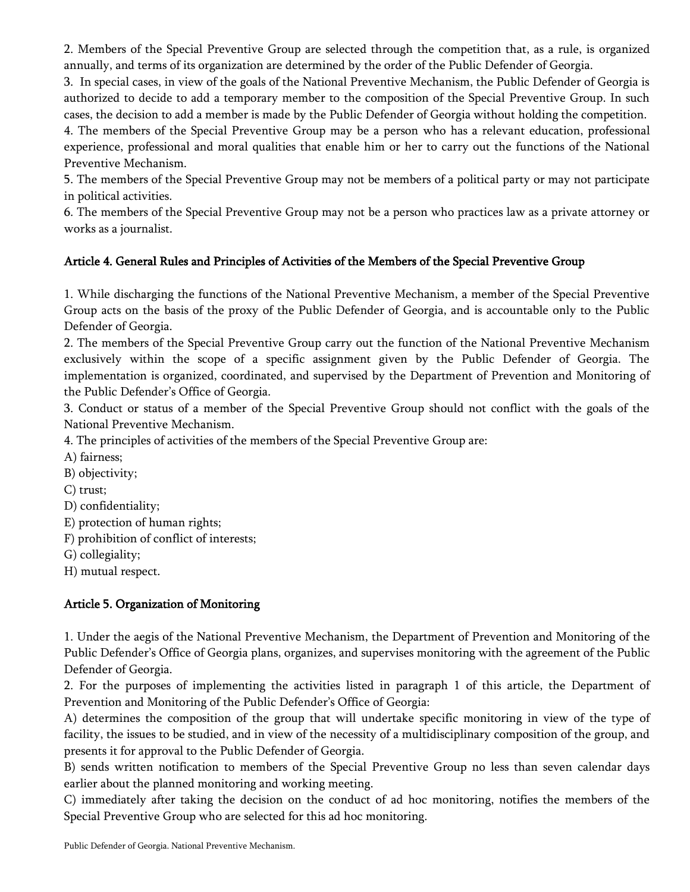2. Members of the Special Preventive Group are selected through the competition that, as a rule, is organized annually, and terms of its organization are determined by the order of the Public Defender of Georgia.

3. In special cases, in view of the goals of the National Preventive Mechanism, the Public Defender of Georgia is authorized to decide to add a temporary member to the composition of the Special Preventive Group. In such cases, the decision to add a member is made by the Public Defender of Georgia without holding the competition.

4. The members of the Special Preventive Group may be a person who has a relevant education, professional experience, professional and moral qualities that enable him or her to carry out the functions of the National Preventive Mechanism.

5. The members of the Special Preventive Group may not be members of a political party or may not participate in political activities.

6. The members of the Special Preventive Group may not be a person who practices law as a private attorney or works as a journalist.

### Article 4. General Rules and Principles of Activities of the Members of the Special Preventive Group

1. While discharging the functions of the National Preventive Mechanism, a member of the Special Preventive Group acts on the basis of the proxy of the Public Defender of Georgia, and is accountable only to the Public Defender of Georgia.

2. The members of the Special Preventive Group carry out the function of the National Preventive Mechanism exclusively within the scope of a specific assignment given by the Public Defender of Georgia. The implementation is organized, coordinated, and supervised by the Department of Prevention and Monitoring of the Public Defender's Office of Georgia.

3. Conduct or status of a member of the Special Preventive Group should not conflict with the goals of the National Preventive Mechanism.

4. The principles of activities of the members of the Special Preventive Group are:

A) fairness;

B) objectivity;

C) trust;

D) confidentiality;

E) protection of human rights;

F) prohibition of conflict of interests;

G) collegiality;

H) mutual respect.

### Article 5. Organization of Monitoring

1. Under the aegis of the National Preventive Mechanism, the Department of Prevention and Monitoring of the Public Defender's Office of Georgia plans, organizes, and supervises monitoring with the agreement of the Public Defender of Georgia.

2. For the purposes of implementing the activities listed in paragraph 1 of this article, the Department of Prevention and Monitoring of the Public Defender's Office of Georgia:

A) determines the composition of the group that will undertake specific monitoring in view of the type of facility, the issues to be studied, and in view of the necessity of a multidisciplinary composition of the group, and presents it for approval to the Public Defender of Georgia.

B) sends written notification to members of the Special Preventive Group no less than seven calendar days earlier about the planned monitoring and working meeting.

C) immediately after taking the decision on the conduct of ad hoc monitoring, notifies the members of the Special Preventive Group who are selected for this ad hoc monitoring.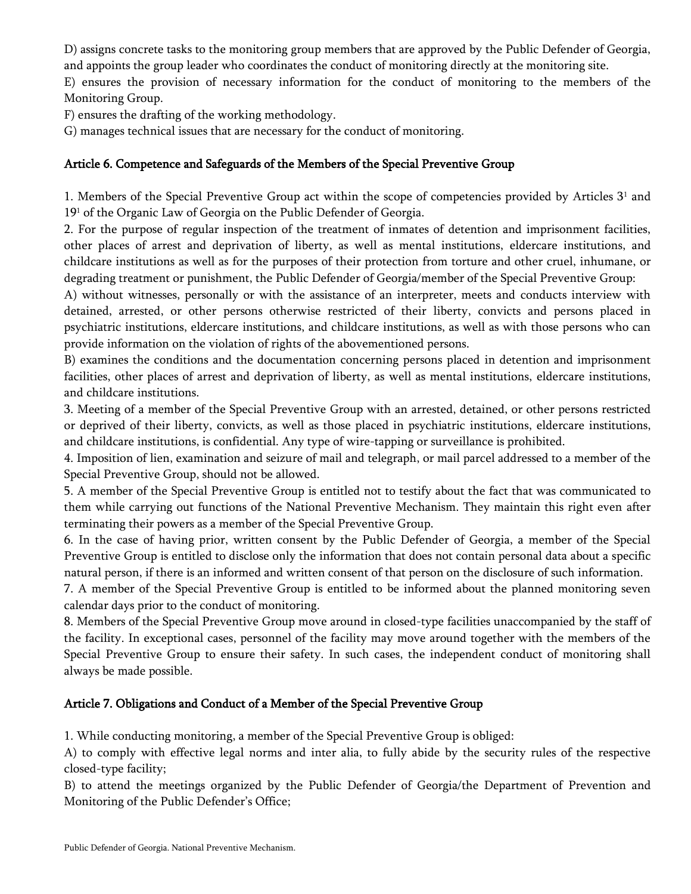D) assigns concrete tasks to the monitoring group members that are approved by the Public Defender of Georgia, and appoints the group leader who coordinates the conduct of monitoring directly at the monitoring site.

E) ensures the provision of necessary information for the conduct of monitoring to the members of the Monitoring Group.

F) ensures the drafting of the working methodology.

G) manages technical issues that are necessary for the conduct of monitoring.

## Article 6. Competence and Safeguards of the Members of the Special Preventive Group

1. Members of the Special Preventive Group act within the scope of competencies provided by Articles 3[1] and 19[1] of the Organic Law of Georgia on the Public Defender of Georgia.

2. For the purpose of regular inspection of the treatment of inmates of detention and imprisonment facilities, other places of arrest and deprivation of liberty, as well as mental institutions, eldercare institutions, and childcare institutions as well as for the purposes of their protection from torture and other cruel, inhumane, or degrading treatment or punishment, the Public Defender of Georgia/member of the Special Preventive Group:

A) without witnesses, personally or with the assistance of an interpreter, meets and conducts interview with detained, arrested, or other persons otherwise restricted of their liberty, convicts and persons placed in psychiatric institutions, eldercare institutions, and childcare institutions, as well as with those persons who can provide information on the violation of rights of the abovementioned persons.

B) examines the conditions and the documentation concerning persons placed in detention and imprisonment facilities, other places of arrest and deprivation of liberty, as well as mental institutions, eldercare institutions, and childcare institutions.

3. Meeting of a member of the Special Preventive Group with an arrested, detained, or other persons restricted or deprived of their liberty, convicts, as well as those placed in psychiatric institutions, eldercare institutions, and childcare institutions, is confidential. Any type of wire-tapping or surveillance is prohibited.

4. Imposition of lien, examination and seizure of mail and telegraph, or mail parcel addressed to a member of the Special Preventive Group, should not be allowed.

5. A member of the Special Preventive Group is entitled not to testify about the fact that was communicated to them while carrying out functions of the National Preventive Mechanism. They maintain this right even after terminating their powers as a member of the Special Preventive Group.

6. In the case of having prior, written consent by the Public Defender of Georgia, a member of the Special Preventive Group is entitled to disclose only the information that does not contain personal data about a specific natural person, if there is an informed and written consent of that person on the disclosure of such information.

7. A member of the Special Preventive Group is entitled to be informed about the planned monitoring seven calendar days prior to the conduct of monitoring.

8. Members of the Special Preventive Group move around in closed-type facilities unaccompanied by the staff of the facility. In exceptional cases, personnel of the facility may move around together with the members of the Special Preventive Group to ensure their safety. In such cases, the independent conduct of monitoring shall always be made possible.

## Article 7. Obligations and Conduct of a Member of the Special Preventive Group

1. While conducting monitoring, a member of the Special Preventive Group is obliged:

A) to comply with effective legal norms and inter alia, to fully abide by the security rules of the respective closed-type facility;

B) to attend the meetings organized by the Public Defender of Georgia/the Department of Prevention and Monitoring of the Public Defender's Office;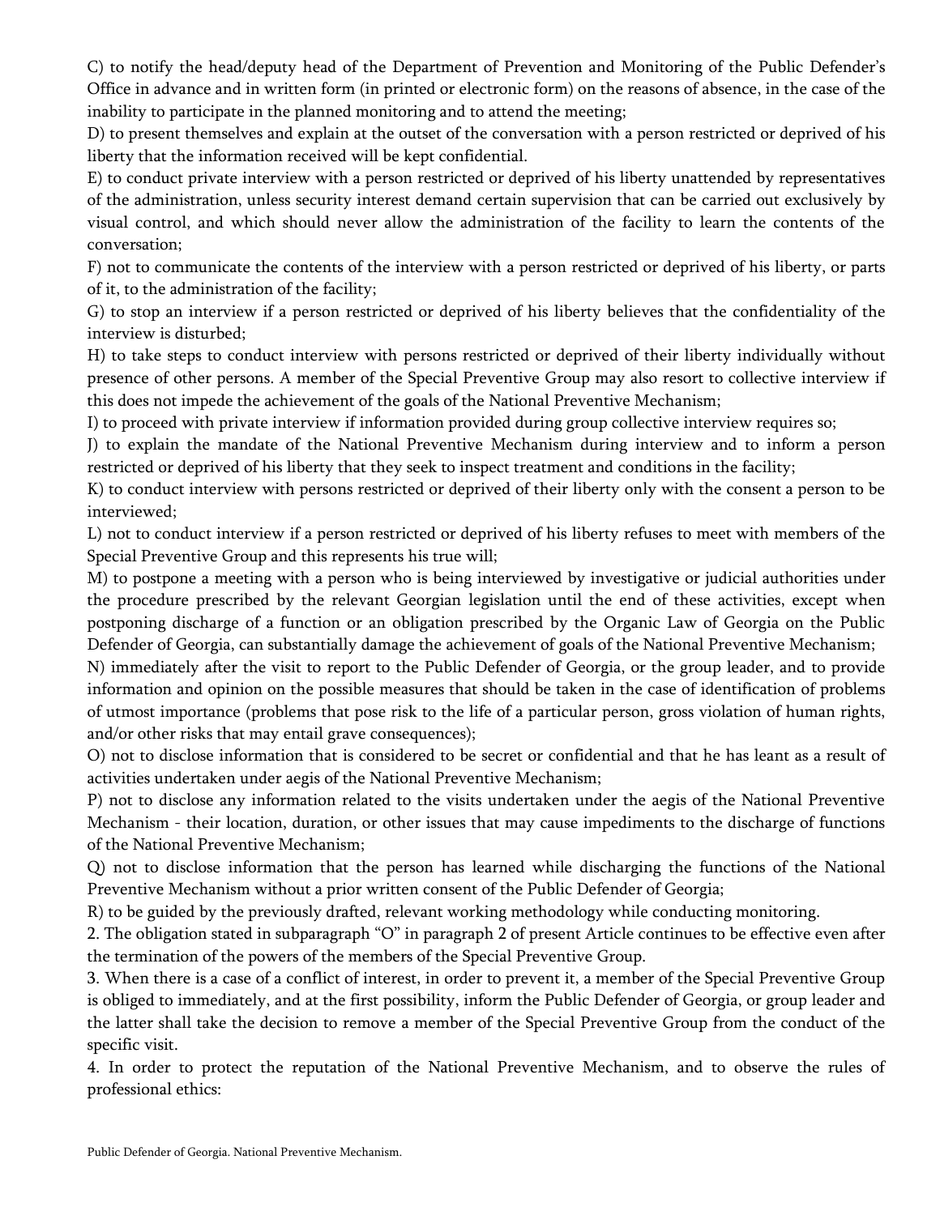C) to notify the head/deputy head of the Department of Prevention and Monitoring of the Public Defender's Office in advance and in written form (in printed or electronic form) on the reasons of absence, in the case of the inability to participate in the planned monitoring and to attend the meeting;

D) to present themselves and explain at the outset of the conversation with a person restricted or deprived of his liberty that the information received will be kept confidential.

E) to conduct private interview with a person restricted or deprived of his liberty unattended by representatives of the administration, unless security interest demand certain supervision that can be carried out exclusively by visual control, and which should never allow the administration of the facility to learn the contents of the conversation;

F) not to communicate the contents of the interview with a person restricted or deprived of his liberty, or parts of it, to the administration of the facility;

G) to stop an interview if a person restricted or deprived of his liberty believes that the confidentiality of the interview is disturbed;

H) to take steps to conduct interview with persons restricted or deprived of their liberty individually without presence of other persons. A member of the Special Preventive Group may also resort to collective interview if this does not impede the achievement of the goals of the National Preventive Mechanism;

I) to proceed with private interview if information provided during group collective interview requires so;

J) to explain the mandate of the National Preventive Mechanism during interview and to inform a person restricted or deprived of his liberty that they seek to inspect treatment and conditions in the facility;

K) to conduct interview with persons restricted or deprived of their liberty only with the consent a person to be interviewed;

L) not to conduct interview if a person restricted or deprived of his liberty refuses to meet with members of the Special Preventive Group and this represents his true will;

M) to postpone a meeting with a person who is being interviewed by investigative or judicial authorities under the procedure prescribed by the relevant Georgian legislation until the end of these activities, except when postponing discharge of a function or an obligation prescribed by the Organic Law of Georgia on the Public Defender of Georgia, can substantially damage the achievement of goals of the National Preventive Mechanism;

N) immediately after the visit to report to the Public Defender of Georgia, or the group leader, and to provide information and opinion on the possible measures that should be taken in the case of identification of problems of utmost importance (problems that pose risk to the life of a particular person, gross violation of human rights, and/or other risks that may entail grave consequences);

O) not to disclose information that is considered to be secret or confidential and that he has leant as a result of activities undertaken under aegis of the National Preventive Mechanism;

P) not to disclose any information related to the visits undertaken under the aegis of the National Preventive Mechanism - their location, duration, or other issues that may cause impediments to the discharge of functions of the National Preventive Mechanism;

Q) not to disclose information that the person has learned while discharging the functions of the National Preventive Mechanism without a prior written consent of the Public Defender of Georgia;

R) to be guided by the previously drafted, relevant working methodology while conducting monitoring.

2. The obligation stated in subparagraph "O" in paragraph 2 of present Article continues to be effective even after the termination of the powers of the members of the Special Preventive Group.

3. When there is a case of a conflict of interest, in order to prevent it, a member of the Special Preventive Group is obliged to immediately, and at the first possibility, inform the Public Defender of Georgia, or group leader and the latter shall take the decision to remove a member of the Special Preventive Group from the conduct of the specific visit.

4. In order to protect the reputation of the National Preventive Mechanism, and to observe the rules of professional ethics: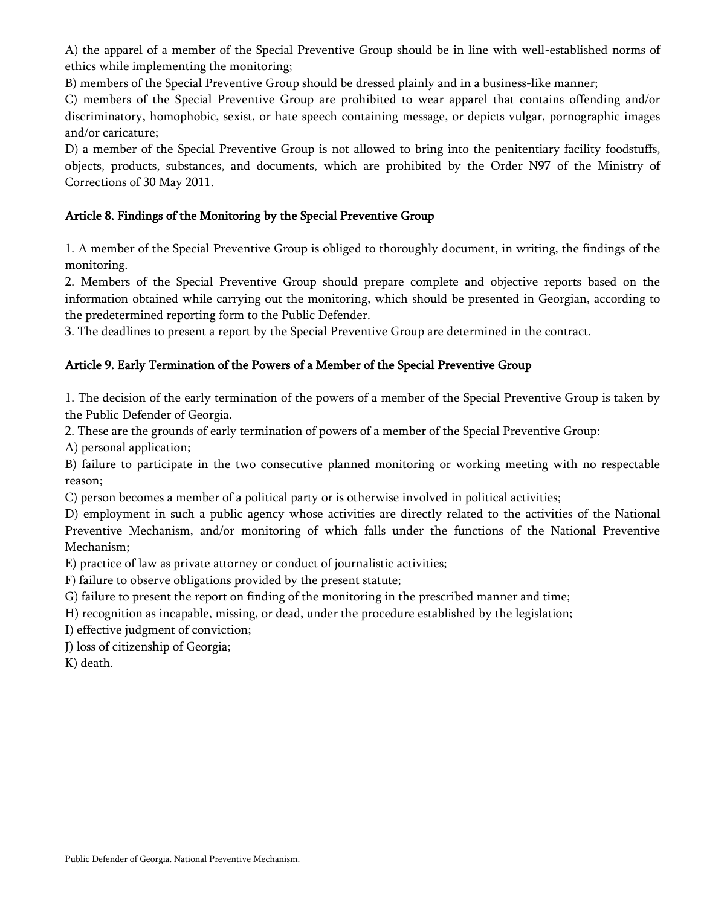A) the apparel of a member of the Special Preventive Group should be in line with well-established norms of ethics while implementing the monitoring;
B) members of the Special Preventive Group should be dressed plainly and in a business-like manner;
C) members of the Special Preventive Group are prohibited to wear apparel that contains offending and/or discriminatory, homophobic, sexist, or hate speech containing message, or depicts vulgar, pornographic images and/or caricature;
D) a member of the Special Preventive Group is not allowed to bring into the penitentiary facility foodstuffs, objects, products, substances, and documents, which are prohibited by the Order N97 of the Ministry of Corrections of 30 May 2011.

## Article 8. Findings of the Monitoring by the Special Preventive Group

1. A member of the Special Preventive Group is obliged to thoroughly document, in writing, the findings of the monitoring.
2. Members of the Special Preventive Group should prepare complete and objective reports based on the information obtained while carrying out the monitoring, which should be presented in Georgian, according to the predetermined reporting form to the Public Defender.
3. The deadlines to present a report by the Special Preventive Group are determined in the contract.

## Article 9. Early Termination of the Powers of a Member of the Special Preventive Group

1. The decision of the early termination of the powers of a member of the Special Preventive Group is taken by the Public Defender of Georgia.
2. These are the grounds of early termination of powers of a member of the Special Preventive Group:

A) personal application;
B) failure to participate in the two consecutive planned monitoring or working meeting with no respectable reason;
C) person becomes a member of a political party or is otherwise involved in political activities;
D) employment in such a public agency whose activities are directly related to the activities of the National Preventive Mechanism, and/or monitoring of which falls under the functions of the National Preventive Mechanism;
E) practice of law as private attorney or conduct of journalistic activities;
F) failure to observe obligations provided by the present statute;
G) failure to present the report on finding of the monitoring in the prescribed manner and time;
H) recognition as incapable, missing, or dead, under the procedure established by the legislation;
I) effective judgment of conviction;
J) loss of citizenship of Georgia;
K) death.